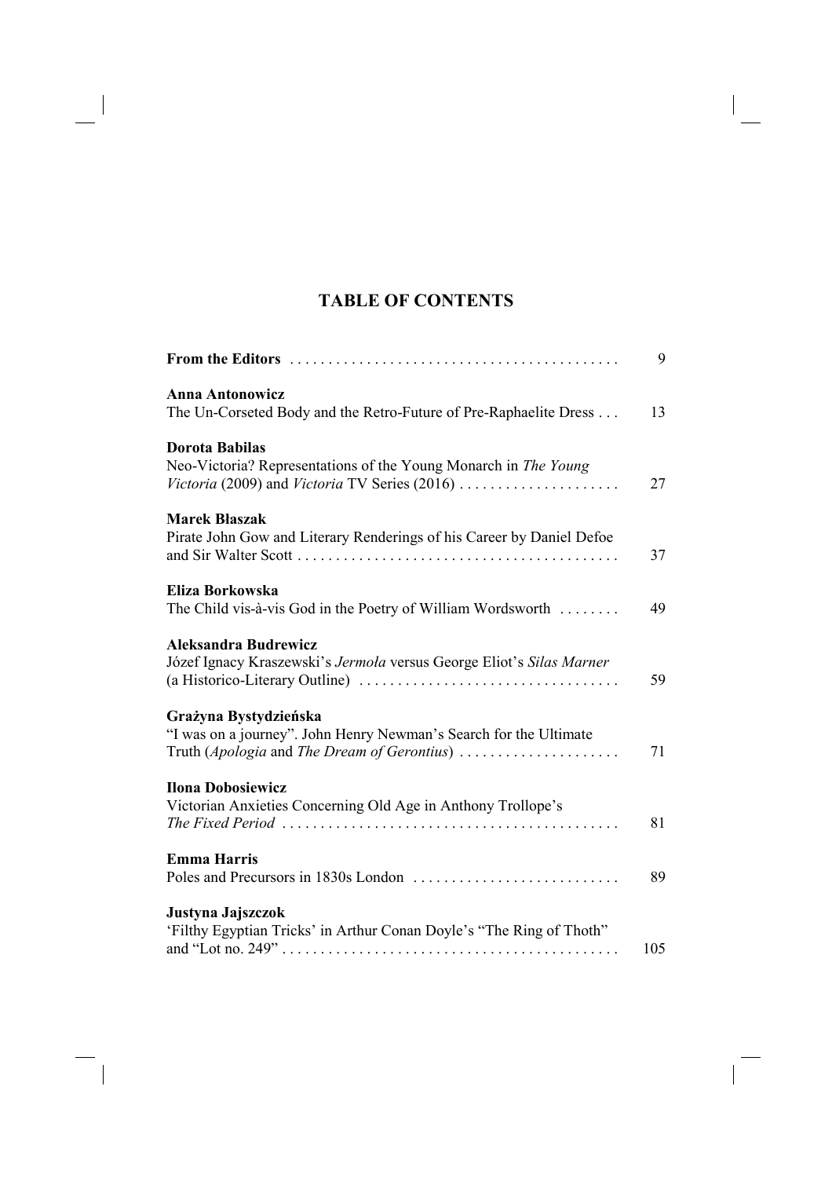# TABLE OF CONTENTS

**From the Editors** ........................................... 9

**Anna Antonowicz**
The Un-Corseted Body and the Retro-Future of Pre-Raphaelite Dress . . . 13

**Dorota Babilas**
Neo-Victoria? Representations of the Young Monarch in *The Young Victoria* (2009) and *Victoria* TV Series (2016) ..................... 27

**Marek Błaszak**
Pirate John Gow and Literary Renderings of his Career by Daniel Defoe and Sir Walter Scott ........................................... 37

**Eliza Borkowska**
The Child vis-à-vis God in the Poetry of William Wordsworth ........ 49

**Aleksandra Budrewicz**
Józef Ignacy Kraszewski's *Jermoła* versus George Eliot's *Silas Marner* (a Historico-Literary Outline) .................................. 59

**Grażyna Bystydzieńska**
"I was on a journey". John Henry Newman's Search for the Ultimate Truth (*Apologia* and *The Dream of Gerontius*) ..................... 71

**Ilona Dobosiewicz**
Victorian Anxieties Concerning Old Age in Anthony Trollope's *The Fixed Period* ............................................ 81

**Emma Harris**
Poles and Precursors in 1830s London ........................... 89

**Justyna Jajszczok**
'Filthy Egyptian Tricks' in Arthur Conan Doyle's "The Ring of Thoth" and "Lot no. 249" ............................................ 105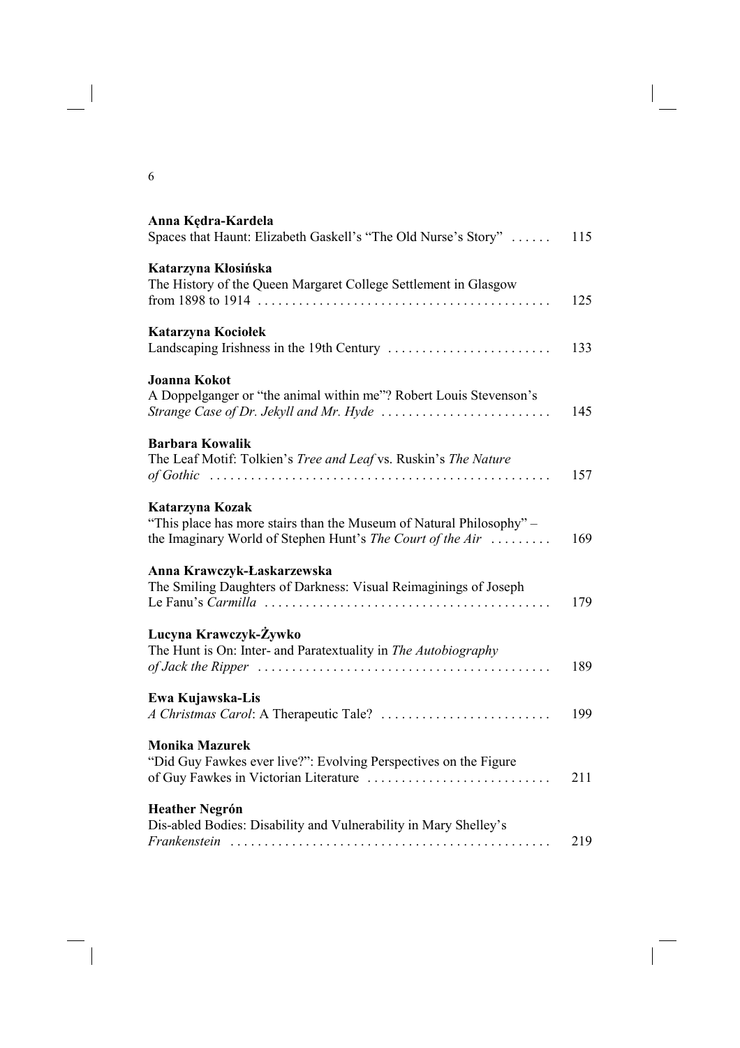**Anna Kędra-Kardela**
Spaces that Haunt: Elizabeth Gaskell's "The Old Nurse's Story" ...... 115

**Katarzyna Kłosińska**
The History of the Queen Margaret College Settlement in Glasgow from 1898 to 1914 ...... 125

**Katarzyna Kociołek**
Landscaping Irishness in the 19th Century ...... 133

**Joanna Kokot**
A Doppelganger or "the animal within me"? Robert Louis Stevenson's *Strange Case of Dr. Jekyll and Mr. Hyde* ...... 145

**Barbara Kowalik**
The Leaf Motif: Tolkien's *Tree and Leaf* vs. Ruskin's *The Nature of Gothic* ...... 157

**Katarzyna Kozak**
"This place has more stairs than the Museum of Natural Philosophy" – the Imaginary World of Stephen Hunt's *The Court of the Air* ...... 169

**Anna Krawczyk-Łaskarzewska**
The Smiling Daughters of Darkness: Visual Reimaginings of Joseph Le Fanu's *Carmilla* ...... 179

**Lucyna Krawczyk-Żywko**
The Hunt is On: Inter- and Paratextuality in *The Autobiography of Jack the Ripper* ...... 189

**Ewa Kujawska-Lis**
*A Christmas Carol*: A Therapeutic Tale? ...... 199

**Monika Mazurek**
"Did Guy Fawkes ever live?": Evolving Perspectives on the Figure of Guy Fawkes in Victorian Literature ...... 211

**Heather Negrón**
Dis-abled Bodies: Disability and Vulnerability in Mary Shelley's *Frankenstein* ...... 219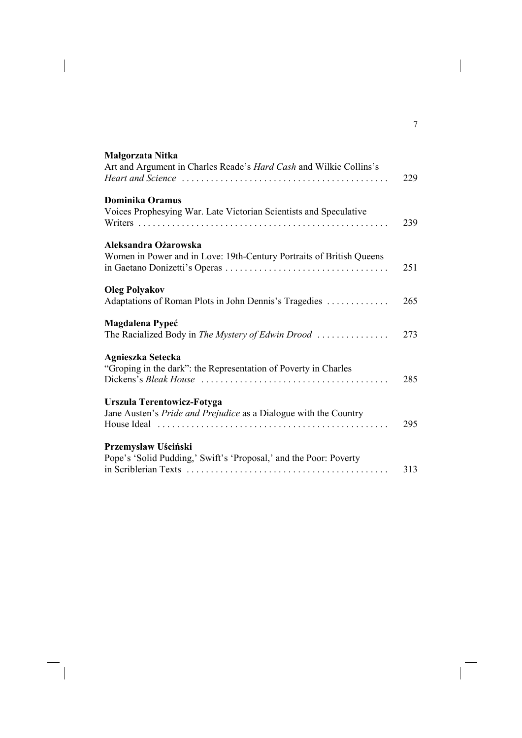**Małgorzata Nitka**
Art and Argument in Charles Reade's *Hard Cash* and Wilkie Collins's *Heart and Science* . . . . . . . . . . . . . . . . . . . . . . . . . . . . . . . . . . . . . . . . . . 229

**Dominika Oramus**
Voices Prophesying War. Late Victorian Scientists and Speculative Writers . . . . . . . . . . . . . . . . . . . . . . . . . . . . . . . . . . . . . . . . . . . . . . . . . . . 239

**Aleksandra Ożarowska**
Women in Power and in Love: 19th-Century Portraits of British Queens in Gaetano Donizetti's Operas . . . . . . . . . . . . . . . . . . . . . . . . . . . . . . . . . 251

**Oleg Polyakov**
Adaptations of Roman Plots in John Dennis's Tragedies . . . . . . . . . . . . . 265

**Magdalena Pypeć**
The Racialized Body in *The Mystery of Edwin Drood* . . . . . . . . . . . . . . . 273

**Agnieszka Setecka**
"Groping in the dark": the Representation of Poverty in Charles Dickens's *Bleak House* . . . . . . . . . . . . . . . . . . . . . . . . . . . . . . . . . . . . . . . 285

**Urszula Terentowicz-Fotyga**
Jane Austen's *Pride and Prejudice* as a Dialogue with the Country House Ideal . . . . . . . . . . . . . . . . . . . . . . . . . . . . . . . . . . . . . . . . . . . . . . . 295

**Przemysław Uściński**
Pope's 'Solid Pudding,' Swift's 'Proposal,' and the Poor: Poverty in Scriblerian Texts . . . . . . . . . . . . . . . . . . . . . . . . . . . . . . . . . . . . . . . . . . 313